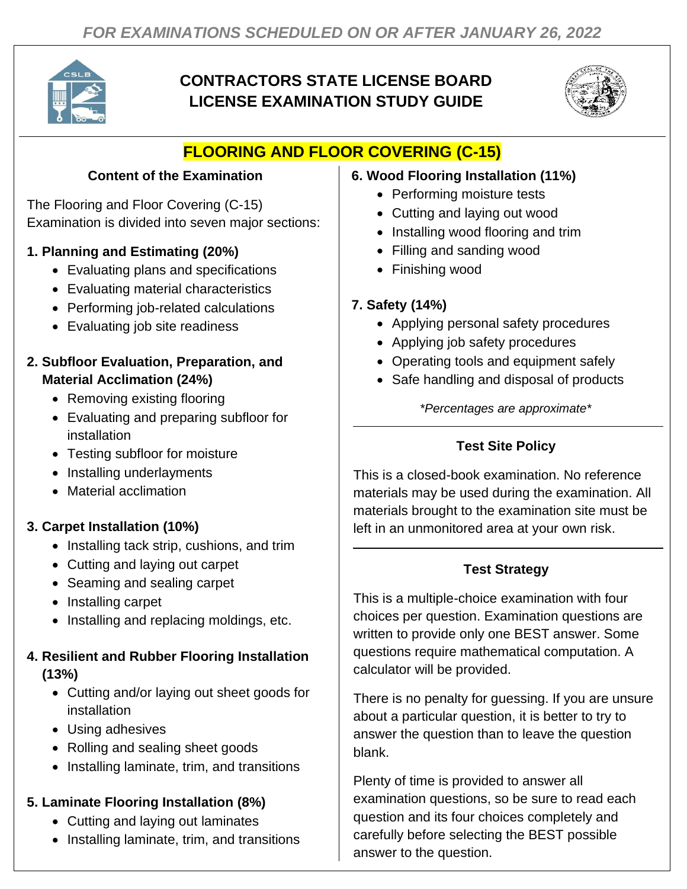*FOR EXAMINATIONS SCHEDULED ON OR AFTER JANUARY 26, 2022*

# CONTRACTORS STATE LICENSE BOARD
# LICENSE EXAMINATION STUDY GUIDE

## FLOORING AND FLOOR COVERING (C-15)

### Content of the Examination

The Flooring and Floor Covering (C-15) Examination is divided into seven major sections:

**1. Planning and Estimating (20%)**

- Evaluating plans and specifications
- Evaluating material characteristics
- Performing job-related calculations
- Evaluating job site readiness

**2. Subfloor Evaluation, Preparation, and Material Acclimation (24%)**

- Removing existing flooring
- Evaluating and preparing subfloor for installation
- Testing subfloor for moisture
- Installing underlayments
- Material acclimation

**3. Carpet Installation (10%)**

- Installing tack strip, cushions, and trim
- Cutting and laying out carpet
- Seaming and sealing carpet
- Installing carpet
- Installing and replacing moldings, etc.

**4. Resilient and Rubber Flooring Installation (13%)**

- Cutting and/or laying out sheet goods for installation
- Using adhesives
- Rolling and sealing sheet goods
- Installing laminate, trim, and transitions

**5. Laminate Flooring Installation (8%)**

- Cutting and laying out laminates
- Installing laminate, trim, and transitions

**6. Wood Flooring Installation (11%)**

- Performing moisture tests
- Cutting and laying out wood
- Installing wood flooring and trim
- Filling and sanding wood
- Finishing wood

**7. Safety (14%)**

- Applying personal safety procedures
- Applying job safety procedures
- Operating tools and equipment safely
- Safe handling and disposal of products

*\*Percentages are approximate\**

### Test Site Policy

This is a closed-book examination. No reference materials may be used during the examination. All materials brought to the examination site must be left in an unmonitored area at your own risk.

### Test Strategy

This is a multiple-choice examination with four choices per question. Examination questions are written to provide only one BEST answer. Some questions require mathematical computation. A calculator will be provided.

There is no penalty for guessing. If you are unsure about a particular question, it is better to try to answer the question than to leave the question blank.

Plenty of time is provided to answer all examination questions, so be sure to read each question and its four choices completely and carefully before selecting the BEST possible answer to the question.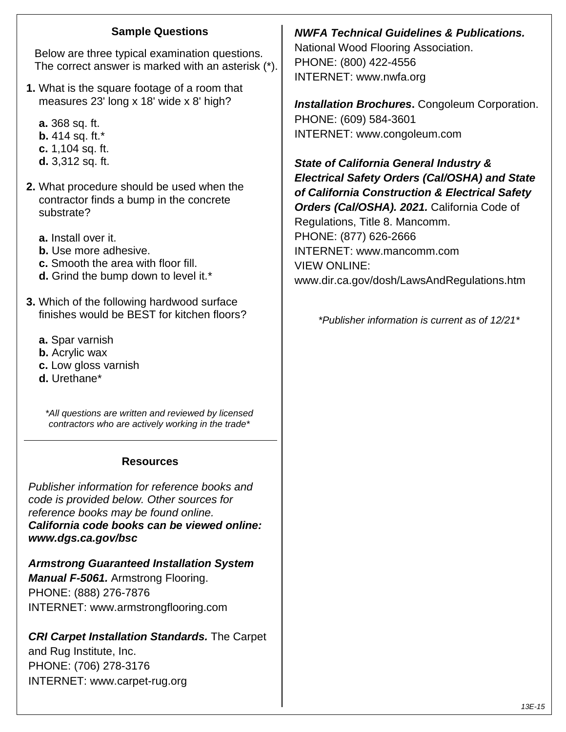## Sample Questions

Below are three typical examination questions. The correct answer is marked with an asterisk (*).

**1.** What is the square footage of a room that measures 23' long x 18' wide x 8' high?

**a.** 368 sq. ft.
**b.** 414 sq. ft.*
**c.** 1,104 sq. ft.
**d.** 3,312 sq. ft.

**2.** What procedure should be used when the contractor finds a bump in the concrete substrate?

**a.** Install over it.
**b.** Use more adhesive.
**c.** Smooth the area with floor fill.
**d.** Grind the bump down to level it.*

**3.** Which of the following hardwood surface finishes would be BEST for kitchen floors?

**a.** Spar varnish
**b.** Acrylic wax
**c.** Low gloss varnish
**d.** Urethane*

*\*All questions are written and reviewed by licensed contractors who are actively working in the trade\**

---

## Resources

*Publisher information for reference books and code is provided below. Other sources for reference books may be found online.*
***California code books can be viewed online: www.dgs.ca.gov/bsc***

***Armstrong Guaranteed Installation System Manual F-5061.*** Armstrong Flooring.
PHONE: (888) 276-7876
INTERNET: www.armstrongflooring.com

***CRI Carpet Installation Standards.*** The Carpet and Rug Institute, Inc.
PHONE: (706) 278-3176
INTERNET: www.carpet-rug.org

***NWFA Technical Guidelines & Publications.*** National Wood Flooring Association.
PHONE: (800) 422-4556
INTERNET: www.nwfa.org

***Installation Brochures*.** Congoleum Corporation.
PHONE: (609) 584-3601
INTERNET: www.congoleum.com

***State of California General Industry & Electrical Safety Orders (Cal/OSHA) and State of California Construction & Electrical Safety Orders (Cal/OSHA). 2021.*** California Code of Regulations, Title 8. Mancomm.
PHONE: (877) 626-2666
INTERNET: www.mancomm.com
VIEW ONLINE:
www.dir.ca.gov/dosh/LawsAndRegulations.htm

*\*Publisher information is current as of 12/21\**